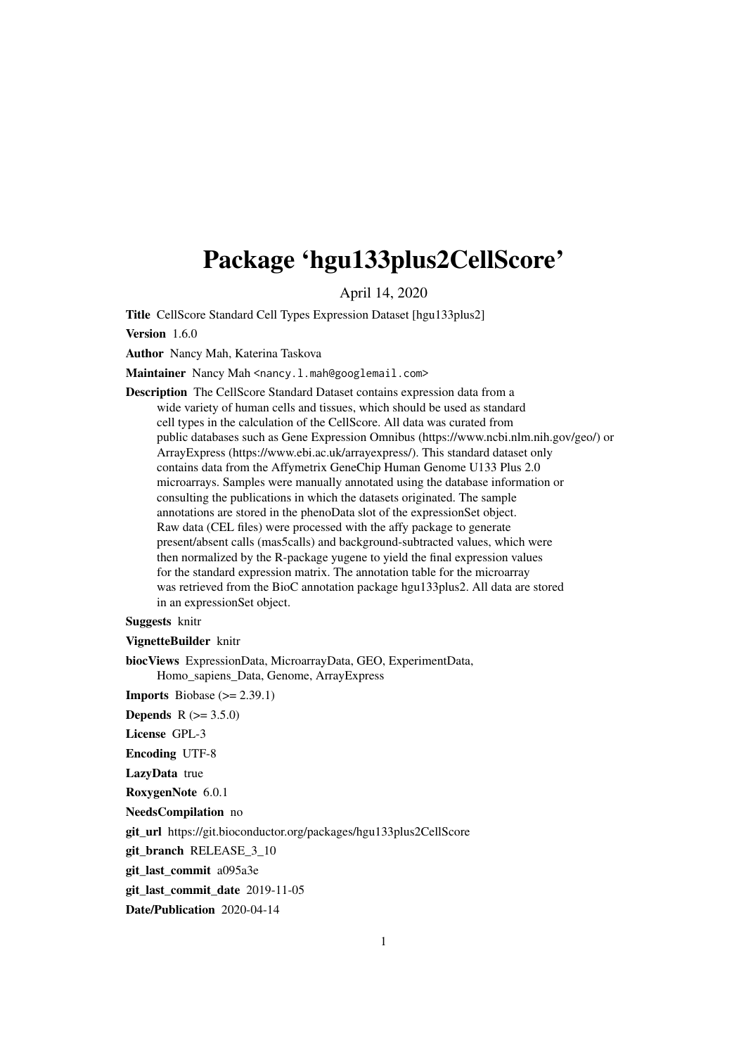# Package 'hgu133plus2CellScore'

April 14, 2020

**Title** CellScore Standard Cell Types Expression Dataset [hgu133plus2]

**Version** 1.6.0

**Author** Nancy Mah, Katerina Taskova

**Maintainer** Nancy Mah <nancy.l.mah@googlemail.com>

**Description** The CellScore Standard Dataset contains expression data from a wide variety of human cells and tissues, which should be used as standard cell types in the calculation of the CellScore. All data was curated from public databases such as Gene Expression Omnibus (https://www.ncbi.nlm.nih.gov/geo/) or ArrayExpress (https://www.ebi.ac.uk/arrayexpress/). This standard dataset only contains data from the Affymetrix GeneChip Human Genome U133 Plus 2.0 microarrays. Samples were manually annotated using the database information or consulting the publications in which the datasets originated. The sample annotations are stored in the phenoData slot of the expressionSet object. Raw data (CEL files) were processed with the affy package to generate present/absent calls (mas5calls) and background-subtracted values, which were then normalized by the R-package yugene to yield the final expression values for the standard expression matrix. The annotation table for the microarray was retrieved from the BioC annotation package hgu133plus2. All data are stored in an expressionSet object.

**Suggests** knitr

**VignetteBuilder** knitr

**biocViews** ExpressionData, MicroarrayData, GEO, ExperimentData, Homo_sapiens_Data, Genome, ArrayExpress

**Imports** Biobase (>= 2.39.1)

**Depends** R (>= 3.5.0)

**License** GPL-3

**Encoding** UTF-8

**LazyData** true

**RoxygenNote** 6.0.1

**NeedsCompilation** no

**git_url** https://git.bioconductor.org/packages/hgu133plus2CellScore

**git_branch** RELEASE_3_10

**git_last_commit** a095a3e

**git_last_commit_date** 2019-11-05

**Date/Publication** 2020-04-14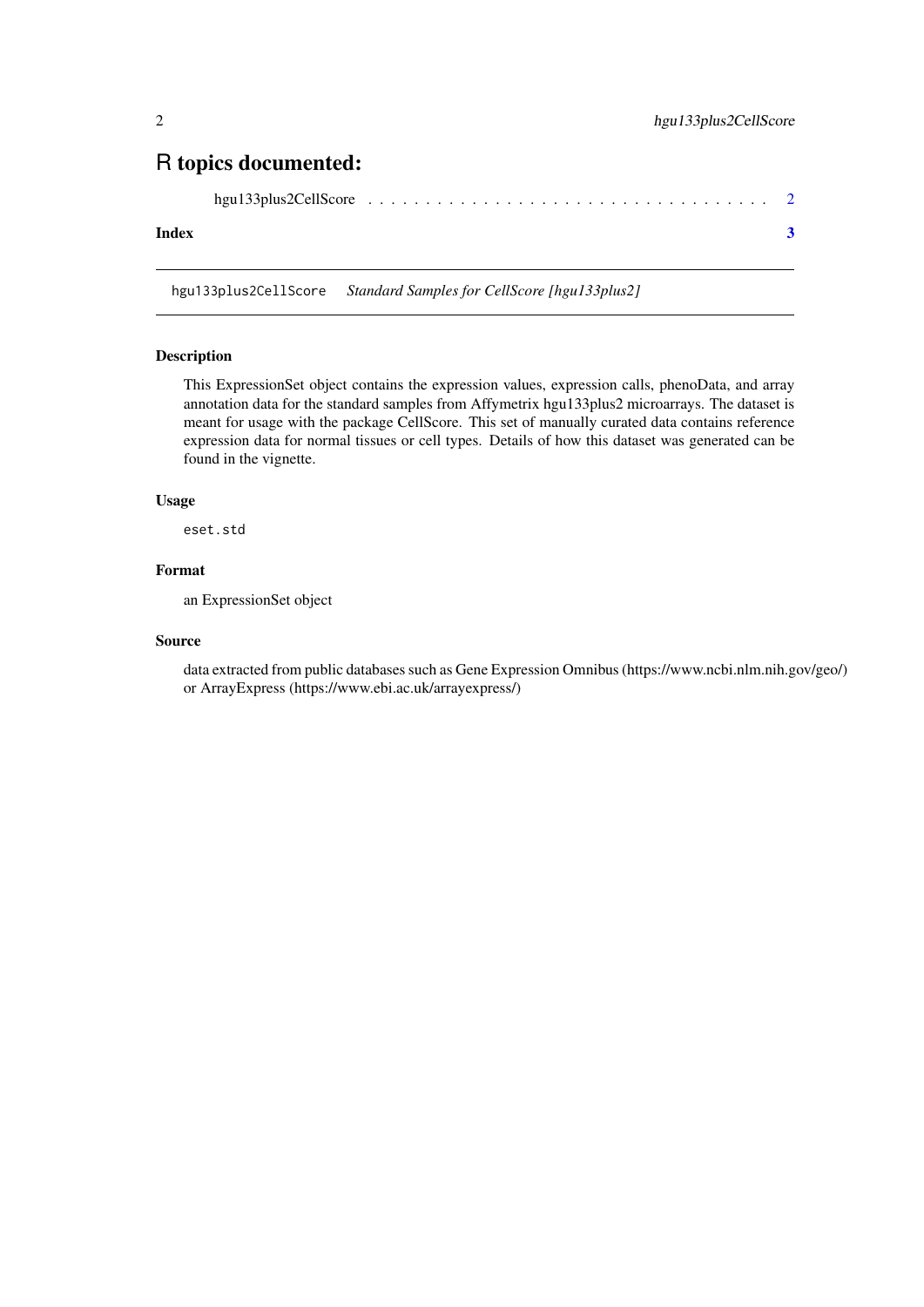# R topics documented:

hgu133plus2CellScore . . . . . . . . . . . . . . . . . . . . . . . . . . . . . . . . . . 2

**Index** **3**

---

hgu133plus2CellScore    *Standard Samples for CellScore [hgu133plus2]*

---

### Description

This ExpressionSet object contains the expression values, expression calls, phenoData, and array annotation data for the standard samples from Affymetrix hgu133plus2 microarrays. The dataset is meant for usage with the package CellScore. This set of manually curated data contains reference expression data for normal tissues or cell types. Details of how this dataset was generated can be found in the vignette.

### Usage

```
eset.std
```

### Format

an ExpressionSet object

### Source

data extracted from public databases such as Gene Expression Omnibus (https://www.ncbi.nlm.nih.gov/geo/) or ArrayExpress (https://www.ebi.ac.uk/arrayexpress/)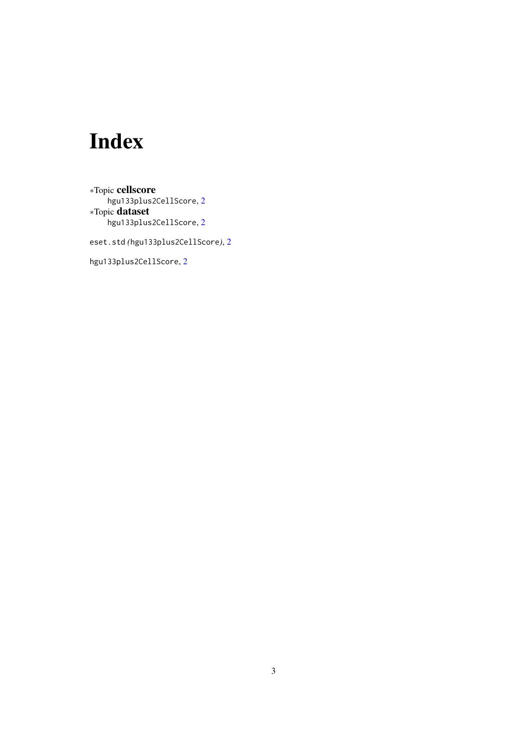# Index

*Topic **cellscore**
    hgu133plus2CellScore, 2
*Topic **dataset**
    hgu133plus2CellScore, 2

eset.std *(*hgu133plus2CellScore*)*, 2

hgu133plus2CellScore, 2